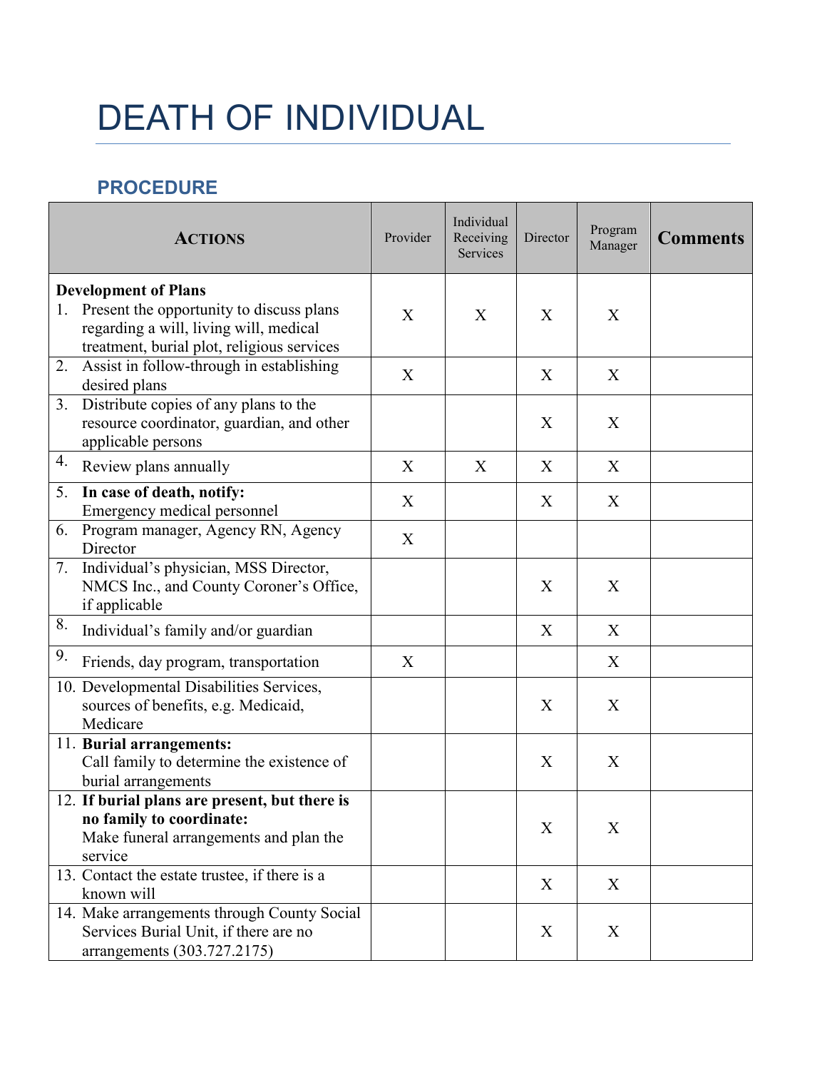# DEATH OF INDIVIDUAL

## PROCEDURE

| **ACTIONS** | Provider | Individual Receiving Services | Director | Program Manager | **Comments** |
|---|---|---|---|---|---|
| **Development of Plans**<br>1. Present the opportunity to discuss plans regarding a will, living will, medical treatment, burial plot, religious services | X | X | X | X | |
| 2. Assist in follow-through in establishing desired plans | X | | X | X | |
| 3. Distribute copies of any plans to the resource coordinator, guardian, and other applicable persons | | | X | X | |
| 4. Review plans annually | X | X | X | X | |
| 5. **In case of death, notify:**<br>Emergency medical personnel | X | | X | X | |
| 6. Program manager, Agency RN, Agency Director | X | | | | |
| 7. Individual's physician, MSS Director, NMCS Inc., and County Coroner's Office, if applicable | | | X | X | |
| 8. Individual's family and/or guardian | | | X | X | |
| 9. Friends, day program, transportation | X | | | X | |
| 10. Developmental Disabilities Services, sources of benefits, e.g. Medicaid, Medicare | | | X | X | |
| 11. **Burial arrangements:**<br>Call family to determine the existence of burial arrangements | | | X | X | |
| 12. **If burial plans are present, but there is no family to coordinate:**<br>Make funeral arrangements and plan the service | | | X | X | |
| 13. Contact the estate trustee, if there is a known will | | | X | X | |
| 14. Make arrangements through County Social Services Burial Unit, if there are no arrangements (303.727.2175) | | | X | X | |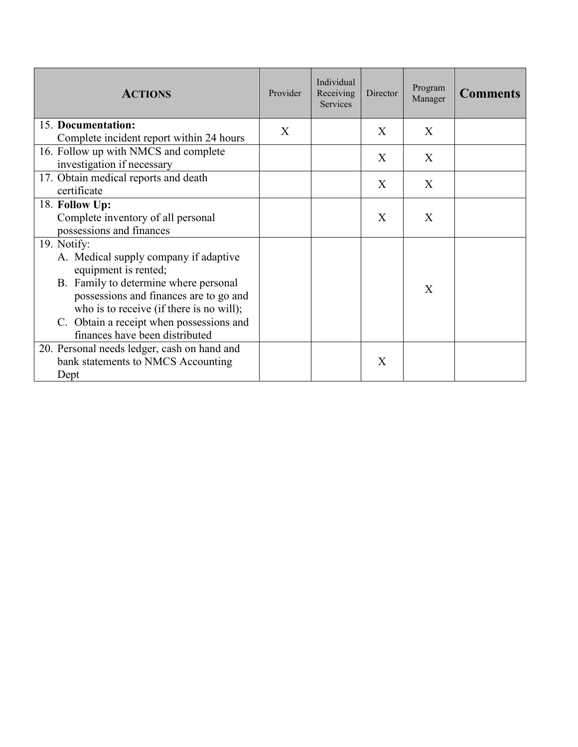| **ACTIONS** | Provider | Individual Receiving Services | Director | Program Manager | **Comments** |
|---|---|---|---|---|---|
| 15. **Documentation:** Complete incident report within 24 hours | X | | X | X | |
| 16. Follow up with NMCS and complete investigation if necessary | | | X | X | |
| 17. Obtain medical reports and death certificate | | | X | X | |
| 18. **Follow Up:** Complete inventory of all personal possessions and finances | | | X | X | |
| 19. Notify: A. Medical supply company if adaptive equipment is rented; B. Family to determine where personal possessions and finances are to go and who is to receive (if there is no will); C. Obtain a receipt when possessions and finances have been distributed | | | | X | |
| 20. Personal needs ledger, cash on hand and bank statements to NMCS Accounting Dept | | | X | | |